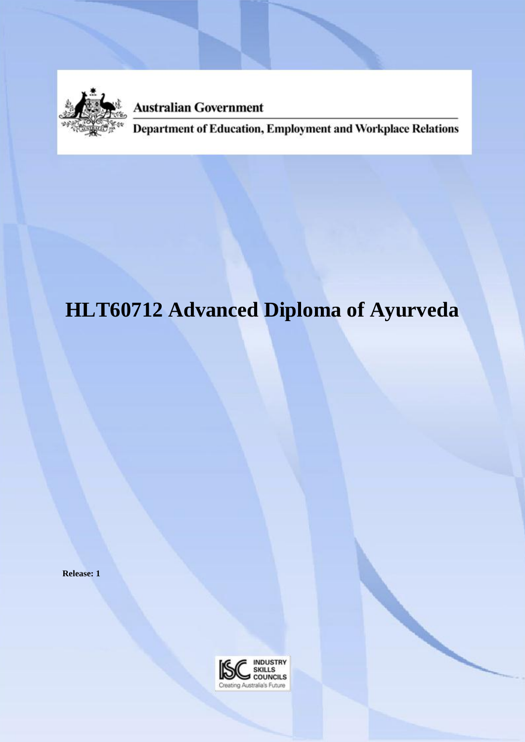Australian Government

Department of Education, Employment and Workplace Relations

# HLT60712 Advanced Diploma of Ayurveda

**Release: 1**

INDUSTRY SKILLS COUNCILS

Creating Australia's Future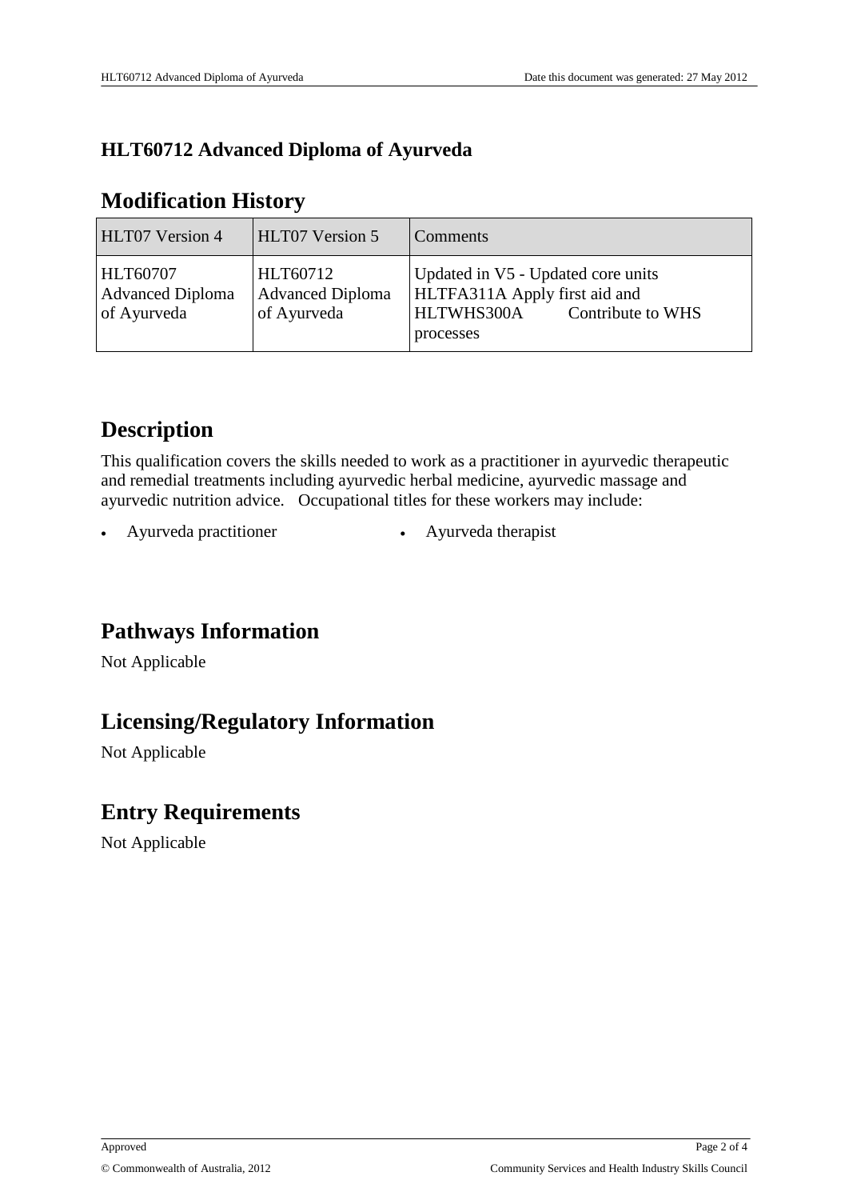# HLT60712 Advanced Diploma of Ayurveda

## Modification History

| HLT07 Version 4 | HLT07 Version 5 | Comments |
|---|---|---|
| HLT60707 Advanced Diploma of Ayurveda | HLT60712 Advanced Diploma of Ayurveda | Updated in V5 - Updated core units HLTFA311A Apply first aid and HLTWHS300A Contribute to WHS processes |

## Description

This qualification covers the skills needed to work as a practitioner in ayurvedic therapeutic and remedial treatments including ayurvedic herbal medicine, ayurvedic massage and ayurvedic nutrition advice. Occupational titles for these workers may include:

- Ayurveda practitioner
- Ayurveda therapist

## Pathways Information

Not Applicable

## Licensing/Regulatory Information

Not Applicable

## Entry Requirements

Not Applicable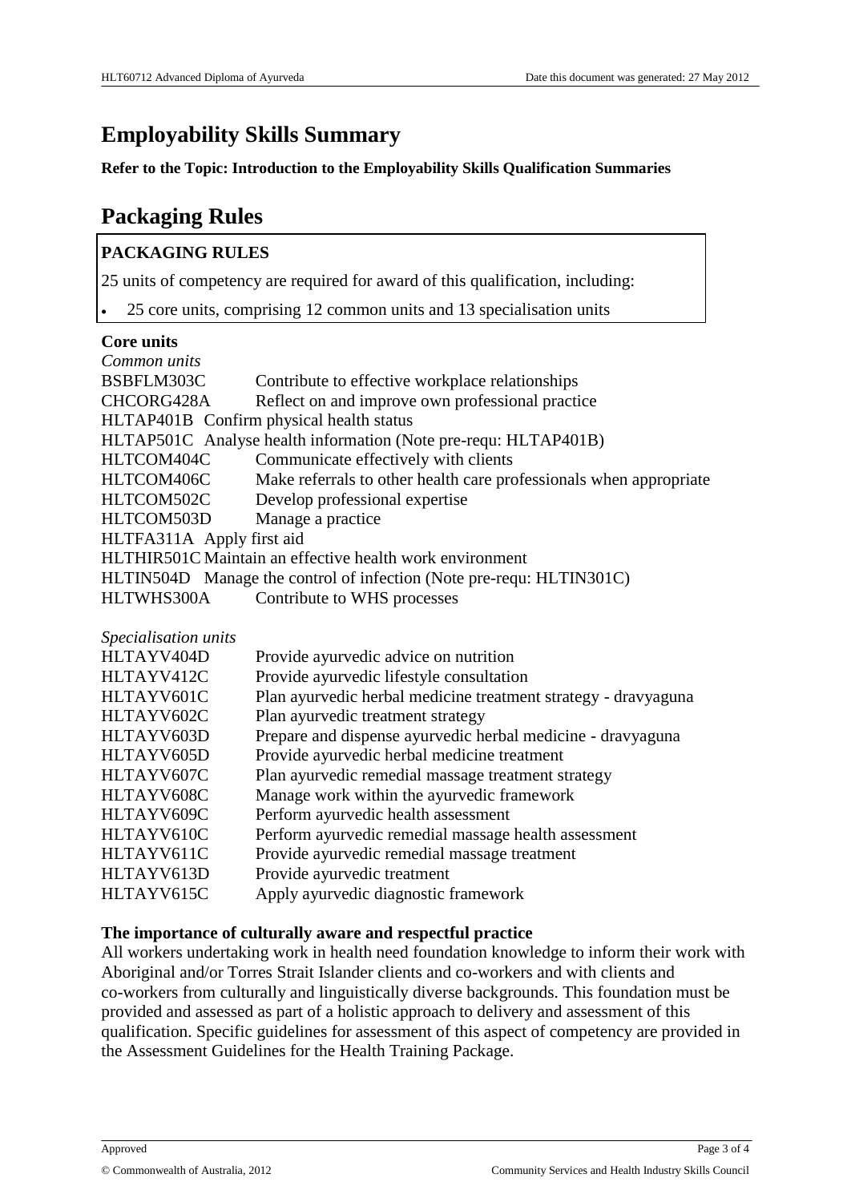# Employability Skills Summary

**Refer to the Topic: Introduction to the Employability Skills Qualification Summaries**

# Packaging Rules

**PACKAGING RULES**

25 units of competency are required for award of this qualification, including:

- 25 core units, comprising 12 common units and 13 specialisation units

**Core units**

*Common units*

| | |
|---|---|
| BSBFLM303C | Contribute to effective workplace relationships |
| CHCORG428A | Reflect on and improve own professional practice |
| HLTAP401B | Confirm physical health status |
| HLTAP501C | Analyse health information (Note pre-requ: HLTAP401B) |
| HLTCOM404C | Communicate effectively with clients |
| HLTCOM406C | Make referrals to other health care professionals when appropriate |
| HLTCOM502C | Develop professional expertise |
| HLTCOM503D | Manage a practice |
| HLTFA311A | Apply first aid |
| HLTHIR501C | Maintain an effective health work environment |
| HLTIN504D | Manage the control of infection (Note pre-requ: HLTIN301C) |
| HLTWHS300A | Contribute to WHS processes |

*Specialisation units*

| | |
|---|---|
| HLTAYV404D | Provide ayurvedic advice on nutrition |
| HLTAYV412C | Provide ayurvedic lifestyle consultation |
| HLTAYV601C | Plan ayurvedic herbal medicine treatment strategy - dravyaguna |
| HLTAYV602C | Plan ayurvedic treatment strategy |
| HLTAYV603D | Prepare and dispense ayurvedic herbal medicine - dravyaguna |
| HLTAYV605D | Provide ayurvedic herbal medicine treatment |
| HLTAYV607C | Plan ayurvedic remedial massage treatment strategy |
| HLTAYV608C | Manage work within the ayurvedic framework |
| HLTAYV609C | Perform ayurvedic health assessment |
| HLTAYV610C | Perform ayurvedic remedial massage health assessment |
| HLTAYV611C | Provide ayurvedic remedial massage treatment |
| HLTAYV613D | Provide ayurvedic treatment |
| HLTAYV615C | Apply ayurvedic diagnostic framework |

**The importance of culturally aware and respectful practice**

All workers undertaking work in health need foundation knowledge to inform their work with Aboriginal and/or Torres Strait Islander clients and co-workers and with clients and co-workers from culturally and linguistically diverse backgrounds. This foundation must be provided and assessed as part of a holistic approach to delivery and assessment of this qualification. Specific guidelines for assessment of this aspect of competency are provided in the Assessment Guidelines for the Health Training Package.